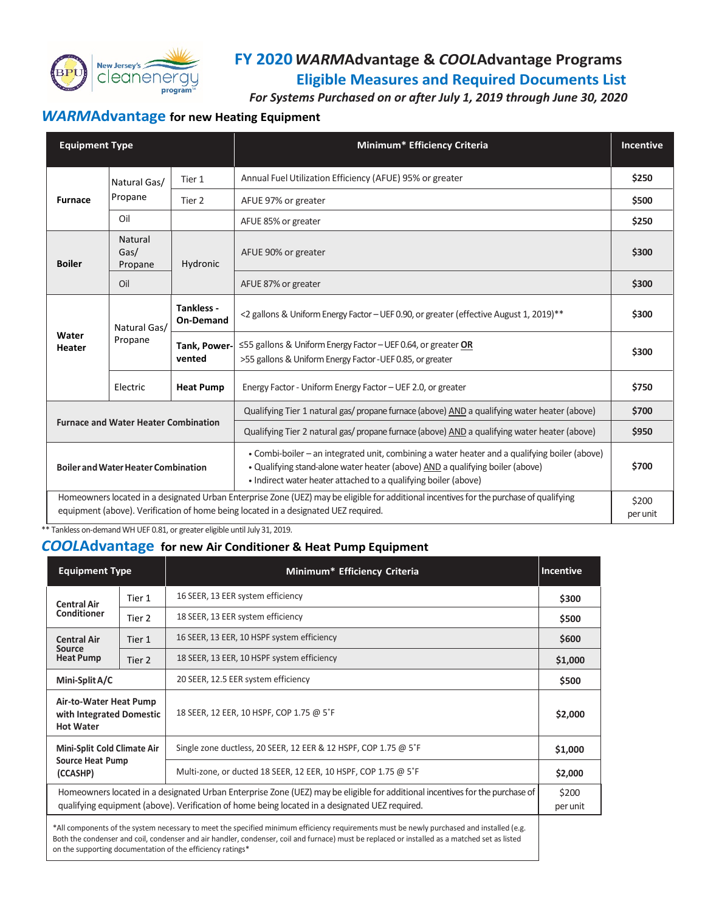# FY 2020 *WARM*Advantage & *COOL*Advantage Programs

## Eligible Measures and Required Documents List

*For Systems Purchased on or after July 1, 2019 through June 30, 2020*

## *WARM*Advantage for new Heating Equipment

| Equipment Type | | | Minimum* Efficiency Criteria | Incentive |
|---|---|---|---|---|
| Furnace | Natural Gas/ Propane | Tier 1 | Annual Fuel Utilization Efficiency (AFUE) 95% or greater | $250 |
| | | Tier 2 | AFUE 97% or greater | $500 |
| | Oil | | AFUE 85% or greater | $250 |
| Boiler | Natural Gas/ Propane | Hydronic | AFUE 90% or greater | $300 |
| | Oil | | AFUE 87% or greater | $300 |
| Water Heater | Natural Gas/ Propane | Tankless - On-Demand | <2 gallons & Uniform Energy Factor – UEF 0.90, or greater (effective August 1, 2019)** | $300 |
| | | Tank, Power-vented | ≤55 gallons & Uniform Energy Factor – UEF 0.64, or greater **OR** >55 gallons & Uniform Energy Factor - UEF 0.85, or greater | $300 |
| | Electric | Heat Pump | Energy Factor - Uniform Energy Factor – UEF 2.0, or greater | $750 |
| Furnace and Water Heater Combination | | | Qualifying Tier 1 natural gas/ propane furnace (above) AND a qualifying water heater (above) | $700 |
| | | | Qualifying Tier 2 natural gas/ propane furnace (above) AND a qualifying water heater (above) | $950 |
| Boiler and Water Heater Combination | | | • Combi-boiler – an integrated unit, combining a water heater and a qualifying boiler (above)<br>• Qualifying stand-alone water heater (above) AND a qualifying boiler (above)<br>• Indirect water heater attached to a qualifying boiler (above) | $700 |
| Homeowners located in a designated Urban Enterprise Zone (UEZ) may be eligible for additional incentives for the purchase of qualifying equipment (above). Verification of home being located in a designated UEZ required. | | | | $200 per unit |

** Tankless on-demand WH UEF 0.81, or greater eligible until July 31, 2019.

## *COOL*Advantage for new Air Conditioner & Heat Pump Equipment

| Equipment Type | | Minimum* Efficiency Criteria | Incentive |
|---|---|---|---|
| Central Air Conditioner | Tier 1 | 16 SEER, 13 EER system efficiency | $300 |
| | Tier 2 | 18 SEER, 13 EER system efficiency | $500 |
| Central Air Source Heat Pump | Tier 1 | 16 SEER, 13 EER, 10 HSPF system efficiency | $600 |
| | Tier 2 | 18 SEER, 13 EER, 10 HSPF system efficiency | $1,000 |
| Mini-Split A/C | | 20 SEER, 12.5 EER system efficiency | $500 |
| Air-to-Water Heat Pump with Integrated Domestic Hot Water | | 18 SEER, 12 EER, 10 HSPF, COP 1.75 @ 5˚F | $2,000 |
| Mini-Split Cold Climate Air Source Heat Pump (CCASHP) | | Single zone ductless, 20 SEER, 12 EER & 12 HSPF, COP 1.75 @ 5˚F | $1,000 |
| | | Multi-zone, or ducted 18 SEER, 12 EER, 10 HSPF, COP 1.75 @ 5˚F | $2,000 |
| Homeowners located in a designated Urban Enterprise Zone (UEZ) may be eligible for additional incentives for the purchase of qualifying equipment (above). Verification of home being located in a designated UEZ required. | | | $200 per unit |

*All components of the system necessary to meet the specified minimum efficiency requirements must be newly purchased and installed (e.g. Both the condenser and coil, condenser and air handler, condenser, coil and furnace) must be replaced or installed as a matched set as listed on the supporting documentation of the efficiency ratings*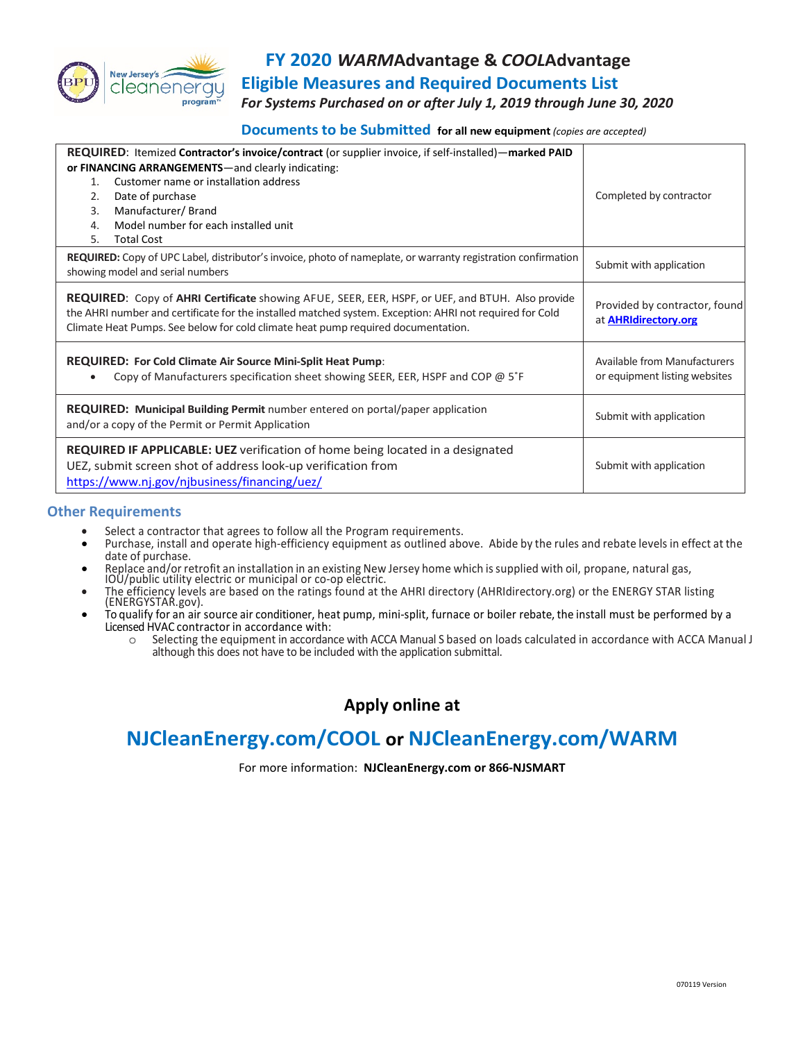# FY 2020 *WARM*Advantage & *COOL*Advantage

## Eligible Measures and Required Documents List

***For Systems Purchased on or after July 1, 2019 through June 30, 2020***

### Documents to be Submitted **for all new equipment** *(copies are accepted)*

| | |
|---|---|
| **REQUIRED**: Itemized **Contractor's invoice/contract** (or supplier invoice, if self-installed)—**marked PAID or FINANCING ARRANGEMENTS**—and clearly indicating:<br>1. Customer name or installation address<br>2. Date of purchase<br>3. Manufacturer/ Brand<br>4. Model number for each installed unit<br>5. Total Cost | Completed by contractor |
| **REQUIRED:** Copy of UPC Label, distributor's invoice, photo of nameplate, or warranty registration confirmation showing model and serial numbers | Submit with application |
| **REQUIRED**: Copy of **AHRI Certificate** showing AFUE, SEER, EER, HSPF, or UEF, and BTUH. Also provide the AHRI number and certificate for the installed matched system. Exception: AHRI not required for Cold Climate Heat Pumps. See below for cold climate heat pump required documentation. | Provided by contractor, found at **AHRIdirectory.org** |
| **REQUIRED: For Cold Climate Air Source Mini-Split Heat Pump**:<br>• Copy of Manufacturers specification sheet showing SEER, EER, HSPF and COP @ 5˚F | Available from Manufacturers or equipment listing websites |
| **REQUIRED: Municipal Building Permit** number entered on portal/paper application and/or a copy of the Permit or Permit Application | Submit with application |
| **REQUIRED IF APPLICABLE: UEZ** verification of home being located in a designated UEZ, submit screen shot of address look-up verification from https://www.nj.gov/njbusiness/financing/uez/ | Submit with application |

### Other Requirements

- Select a contractor that agrees to follow all the Program requirements.
- Purchase, install and operate high-efficiency equipment as outlined above. Abide by the rules and rebate levels in effect at the date of purchase.
- Replace and/or retrofit an installation in an existing New Jersey home which is supplied with oil, propane, natural gas, IOU/public utility electric or municipal or co-op electric.
- The efficiency levels are based on the ratings found at the AHRI directory (AHRIdirectory.org) or the ENERGY STAR listing (ENERGYSTAR.gov).
- To qualify for an air source air conditioner, heat pump, mini-split, furnace or boiler rebate, the install must be performed by a Licensed HVAC contractor in accordance with:
  - Selecting the equipment in accordance with ACCA Manual S based on loads calculated in accordance with ACCA Manual J although this does not have to be included with the application submittal.

**Apply online at**

## NJCleanEnergy.com/COOL or NJCleanEnergy.com/WARM

For more information: **NJCleanEnergy.com or 866-NJSMART**

070119 Version